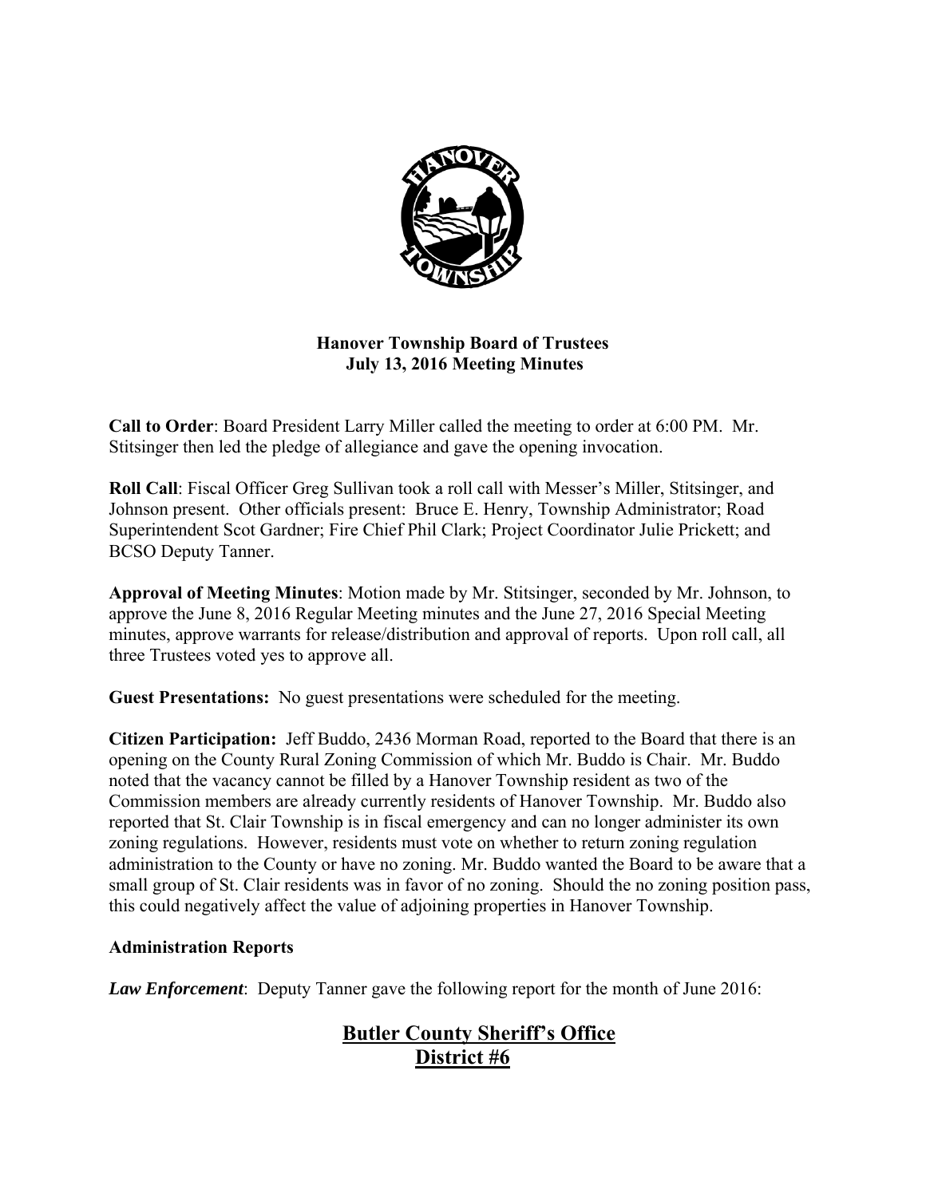# Hanover Township Board of Trustees
## July 13, 2016 Meeting Minutes

**Call to Order**: Board President Larry Miller called the meeting to order at 6:00 PM. Mr. Stitsinger then led the pledge of allegiance and gave the opening invocation.

**Roll Call**: Fiscal Officer Greg Sullivan took a roll call with Messer's Miller, Stitsinger, and Johnson present. Other officials present: Bruce E. Henry, Township Administrator; Road Superintendent Scot Gardner; Fire Chief Phil Clark; Project Coordinator Julie Prickett; and BCSO Deputy Tanner.

**Approval of Meeting Minutes**: Motion made by Mr. Stitsinger, seconded by Mr. Johnson, to approve the June 8, 2016 Regular Meeting minutes and the June 27, 2016 Special Meeting minutes, approve warrants for release/distribution and approval of reports. Upon roll call, all three Trustees voted yes to approve all.

**Guest Presentations:** No guest presentations were scheduled for the meeting.

**Citizen Participation:** Jeff Buddo, 2436 Morman Road, reported to the Board that there is an opening on the County Rural Zoning Commission of which Mr. Buddo is Chair. Mr. Buddo noted that the vacancy cannot be filled by a Hanover Township resident as two of the Commission members are already currently residents of Hanover Township. Mr. Buddo also reported that St. Clair Township is in fiscal emergency and can no longer administer its own zoning regulations. However, residents must vote on whether to return zoning regulation administration to the County or have no zoning. Mr. Buddo wanted the Board to be aware that a small group of St. Clair residents was in favor of no zoning. Should the no zoning position pass, this could negatively affect the value of adjoining properties in Hanover Township.

**Administration Reports**

***Law Enforcement***: Deputy Tanner gave the following report for the month of June 2016:

## Butler County Sheriff's Office
## District #6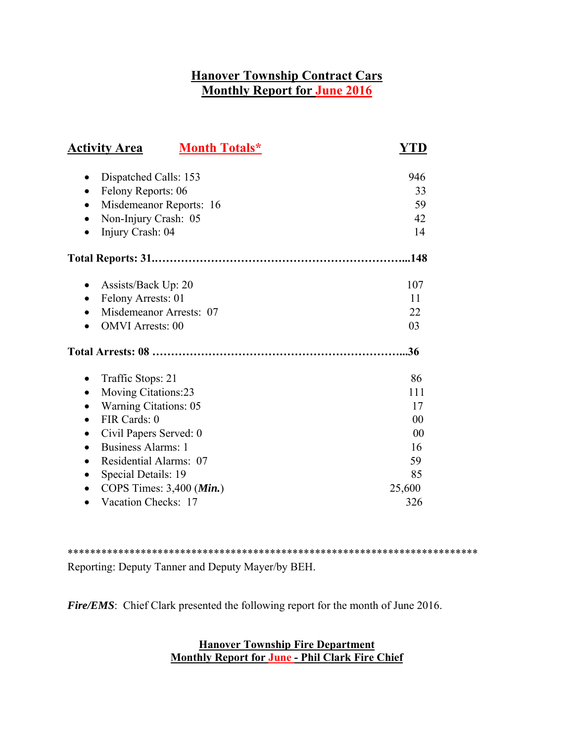## Hanover Township Contract Cars
## Monthly Report for June 2016

| Activity Area | Month Totals* | YTD |
|---|---|---|
| • Dispatched Calls: 153 | | 946 |
| • Felony Reports: 06 | | 33 |
| • Misdemeanor Reports: 16 | | 59 |
| • Non-Injury Crash: 05 | | 42 |
| • Injury Crash: 04 | | 14 |
| **Total Reports: 31** | | **148** |
| • Assists/Back Up: 20 | | 107 |
| • Felony Arrests: 01 | | 11 |
| • Misdemeanor Arrests: 07 | | 22 |
| • OMVI Arrests: 00 | | 03 |
| **Total Arrests: 08** | | **36** |
| • Traffic Stops: 21 | | 86 |
| • Moving Citations:23 | | 111 |
| • Warning Citations: 05 | | 17 |
| • FIR Cards: 0 | | 00 |
| • Civil Papers Served: 0 | | 00 |
| • Business Alarms: 1 | | 16 |
| • Residential Alarms: 07 | | 59 |
| • Special Details: 19 | | 85 |
| • COPS Times: 3,400 (***Min.***) | | 25,600 |
| • Vacation Checks: 17 | | 326 |

***************************************************************************

Reporting: Deputy Tanner and Deputy Mayer/by BEH.

***Fire/EMS***: Chief Clark presented the following report for the month of June 2016.

## Hanover Township Fire Department
## Monthly Report for June - Phil Clark Fire Chief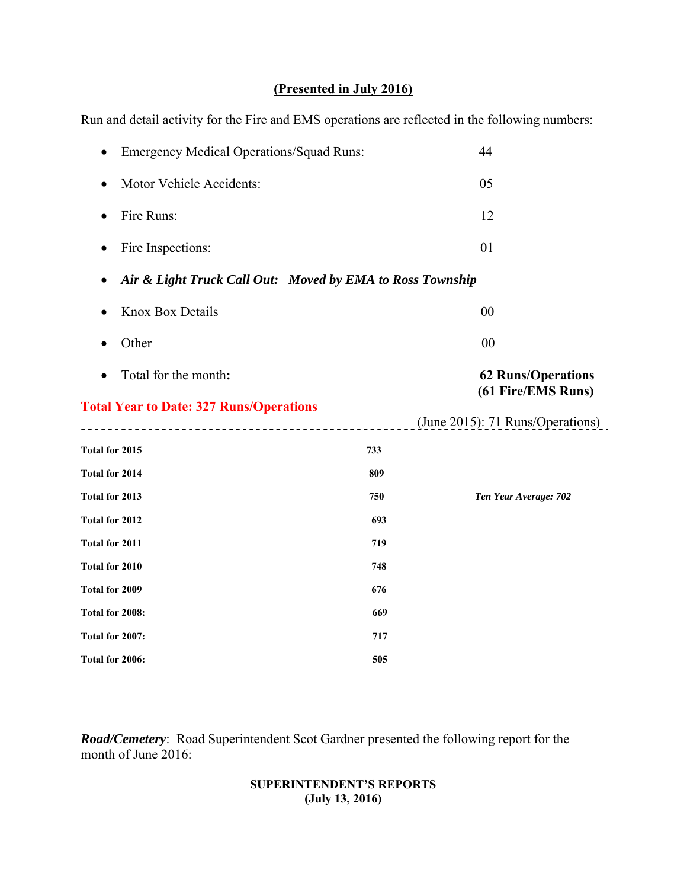**(Presented in July 2016)**

Run and detail activity for the Fire and EMS operations are reflected in the following numbers:

- Emergency Medical Operations/Squad Runs: 44
- Motor Vehicle Accidents: 05
- Fire Runs: 12
- Fire Inspections: 01
- ***Air & Light Truck Call Out: Moved by EMA to Ross Township***
- Knox Box Details 00
- Other 00
- Total for the month**:** **62 Runs/Operations (61 Fire/EMS Runs)**

**Total Year to Date: 327 Runs/Operations**

(June 2015): 71 Runs/Operations)

| | | |
|---|---|---|
| **Total for 2015** | **733** | |
| **Total for 2014** | **809** | |
| **Total for 2013** | **750** | ***Ten Year Average: 702*** |
| **Total for 2012** | **693** | |
| **Total for 2011** | **719** | |
| **Total for 2010** | **748** | |
| **Total for 2009** | **676** | |
| **Total for 2008:** | **669** | |
| **Total for 2007:** | **717** | |
| **Total for 2006:** | **505** | |

***Road/Cemetery***: Road Superintendent Scot Gardner presented the following report for the month of June 2016:

**SUPERINTENDENT'S REPORTS**
**(July 13, 2016)**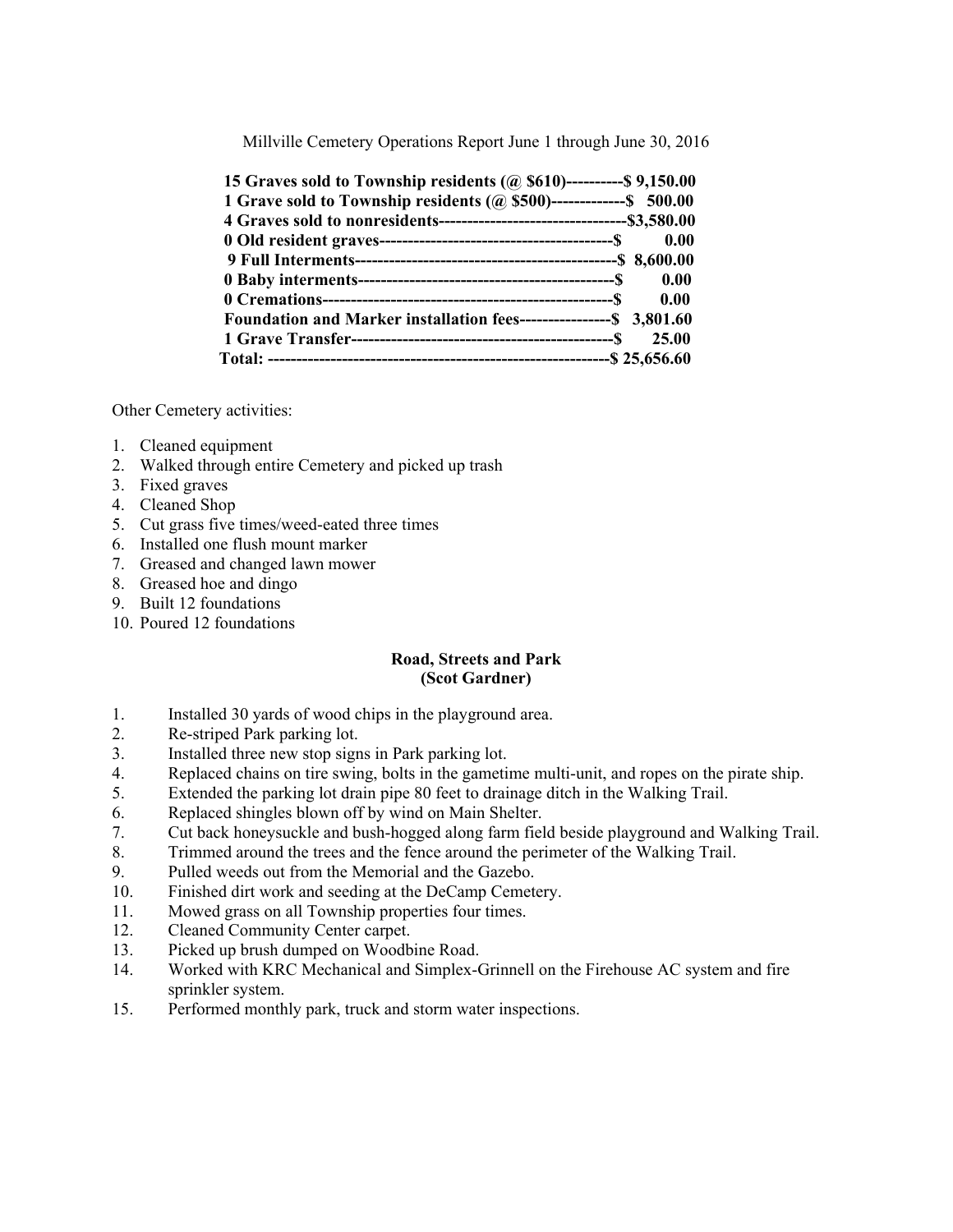Millville Cemetery Operations Report June 1 through June 30, 2016

**15 Graves sold to Township residents (@ $610)----------$ 9,150.00**
**1 Grave sold to Township residents (@ $500)-------------$ 500.00**
**4 Graves sold to nonresidents--------------------------------$3,580.00**
**0 Old resident graves-----------------------------------------$ 0.00**
**9 Full Interments----------------------------------------------$ 8,600.00**
**0 Baby interments---------------------------------------------$ 0.00**
**0 Cremations---------------------------------------------------$ 0.00**
**Foundation and Marker installation fees----------------$ 3,801.60**
**1 Grave Transfer----------------------------------------------$ 25.00**
**Total: ----------------------------------------------------------$ 25,656.60**

Other Cemetery activities:

1. Cleaned equipment
2. Walked through entire Cemetery and picked up trash
3. Fixed graves
4. Cleaned Shop
5. Cut grass five times/weed-eated three times
6. Installed one flush mount marker
7. Greased and changed lawn mower
8. Greased hoe and dingo
9. Built 12 foundations
10. Poured 12 foundations

**Road, Streets and Park**
**(Scot Gardner)**

1. Installed 30 yards of wood chips in the playground area.
2. Re-striped Park parking lot.
3. Installed three new stop signs in Park parking lot.
4. Replaced chains on tire swing, bolts in the gametime multi-unit, and ropes on the pirate ship.
5. Extended the parking lot drain pipe 80 feet to drainage ditch in the Walking Trail.
6. Replaced shingles blown off by wind on Main Shelter.
7. Cut back honeysuckle and bush-hogged along farm field beside playground and Walking Trail.
8. Trimmed around the trees and the fence around the perimeter of the Walking Trail.
9. Pulled weeds out from the Memorial and the Gazebo.
10. Finished dirt work and seeding at the DeCamp Cemetery.
11. Mowed grass on all Township properties four times.
12. Cleaned Community Center carpet.
13. Picked up brush dumped on Woodbine Road.
14. Worked with KRC Mechanical and Simplex-Grinnell on the Firehouse AC system and fire sprinkler system.
15. Performed monthly park, truck and storm water inspections.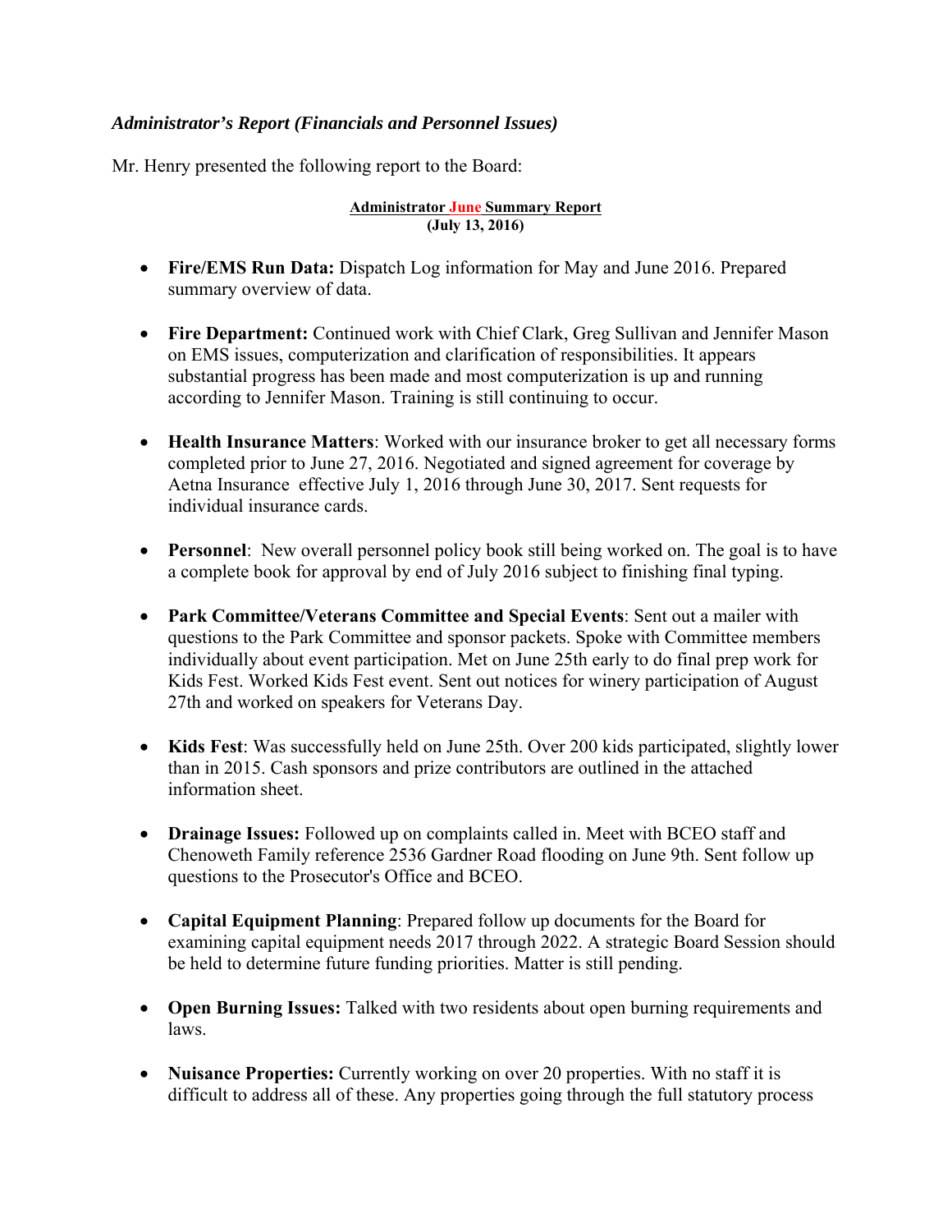***Administrator's Report (Financials and Personnel Issues)***

Mr. Henry presented the following report to the Board:

**Administrator June Summary Report**
**(July 13, 2016)**

- **Fire/EMS Run Data:** Dispatch Log information for May and June 2016. Prepared summary overview of data.

- **Fire Department:** Continued work with Chief Clark, Greg Sullivan and Jennifer Mason on EMS issues, computerization and clarification of responsibilities. It appears substantial progress has been made and most computerization is up and running according to Jennifer Mason. Training is still continuing to occur.

- **Health Insurance Matters**: Worked with our insurance broker to get all necessary forms completed prior to June 27, 2016. Negotiated and signed agreement for coverage by Aetna Insurance effective July 1, 2016 through June 30, 2017. Sent requests for individual insurance cards.

- **Personnel**: New overall personnel policy book still being worked on. The goal is to have a complete book for approval by end of July 2016 subject to finishing final typing.

- **Park Committee/Veterans Committee and Special Events**: Sent out a mailer with questions to the Park Committee and sponsor packets. Spoke with Committee members individually about event participation. Met on June 25th early to do final prep work for Kids Fest. Worked Kids Fest event. Sent out notices for winery participation of August 27th and worked on speakers for Veterans Day.

- **Kids Fest**: Was successfully held on June 25th. Over 200 kids participated, slightly lower than in 2015. Cash sponsors and prize contributors are outlined in the attached information sheet.

- **Drainage Issues:** Followed up on complaints called in. Meet with BCEO staff and Chenoweth Family reference 2536 Gardner Road flooding on June 9th. Sent follow up questions to the Prosecutor's Office and BCEO.

- **Capital Equipment Planning**: Prepared follow up documents for the Board for examining capital equipment needs 2017 through 2022. A strategic Board Session should be held to determine future funding priorities. Matter is still pending.

- **Open Burning Issues:** Talked with two residents about open burning requirements and laws.

- **Nuisance Properties:** Currently working on over 20 properties. With no staff it is difficult to address all of these. Any properties going through the full statutory process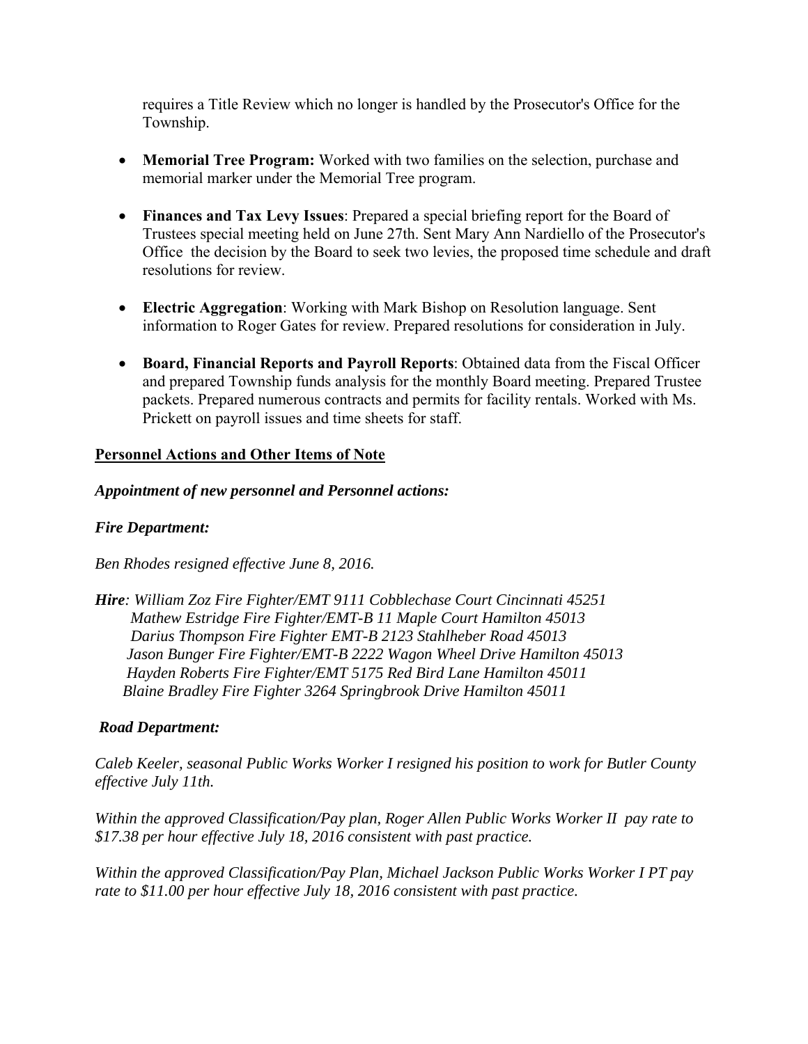requires a Title Review which no longer is handled by the Prosecutor's Office for the Township.

- **Memorial Tree Program:** Worked with two families on the selection, purchase and memorial marker under the Memorial Tree program.

- **Finances and Tax Levy Issues**: Prepared a special briefing report for the Board of Trustees special meeting held on June 27th. Sent Mary Ann Nardiello of the Prosecutor's Office the decision by the Board to seek two levies, the proposed time schedule and draft resolutions for review.

- **Electric Aggregation**: Working with Mark Bishop on Resolution language. Sent information to Roger Gates for review. Prepared resolutions for consideration in July.

- **Board, Financial Reports and Payroll Reports**: Obtained data from the Fiscal Officer and prepared Township funds analysis for the monthly Board meeting. Prepared Trustee packets. Prepared numerous contracts and permits for facility rentals. Worked with Ms. Prickett on payroll issues and time sheets for staff.

**Personnel Actions and Other Items of Note**

***Appointment of new personnel and Personnel actions:***

***Fire Department:***

*Ben Rhodes resigned effective June 8, 2016.*

***Hire**: William Zoz Fire Fighter/EMT 9111 Cobblechase Court Cincinnati 45251*
*Mathew Estridge Fire Fighter/EMT-B 11 Maple Court Hamilton 45013*
*Darius Thompson Fire Fighter EMT-B 2123 Stahlheber Road 45013*
*Jason Bunger Fire Fighter/EMT-B 2222 Wagon Wheel Drive Hamilton 45013*
*Hayden Roberts Fire Fighter/EMT 5175 Red Bird Lane Hamilton 45011*
*Blaine Bradley Fire Fighter 3264 Springbrook Drive Hamilton 45011*

***Road Department:***

*Caleb Keeler, seasonal Public Works Worker I resigned his position to work for Butler County effective July 11th.*

*Within the approved Classification/Pay plan, Roger Allen Public Works Worker II pay rate to $17.38 per hour effective July 18, 2016 consistent with past practice.*

*Within the approved Classification/Pay Plan, Michael Jackson Public Works Worker I PT pay rate to $11.00 per hour effective July 18, 2016 consistent with past practice.*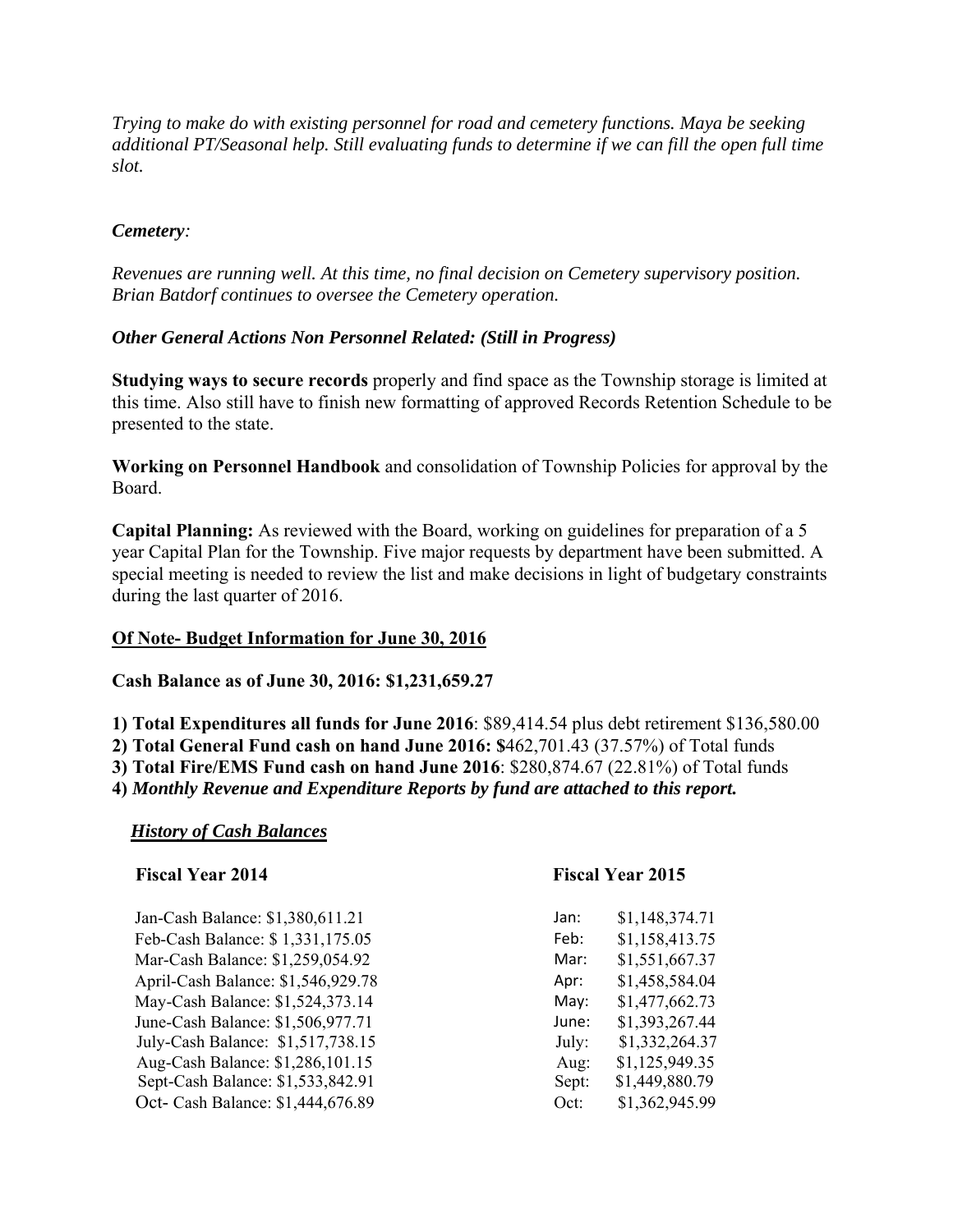*Trying to make do with existing personnel for road and cemetery functions. Maya be seeking additional PT/Seasonal help. Still evaluating funds to determine if we can fill the open full time slot.*

***Cemetery:***

*Revenues are running well. At this time, no final decision on Cemetery supervisory position. Brian Batdorf continues to oversee the Cemetery operation.*

***Other General Actions Non Personnel Related: (Still in Progress)***

**Studying ways to secure records** properly and find space as the Township storage is limited at this time. Also still have to finish new formatting of approved Records Retention Schedule to be presented to the state.

**Working on Personnel Handbook** and consolidation of Township Policies for approval by the Board.

**Capital Planning:** As reviewed with the Board, working on guidelines for preparation of a 5 year Capital Plan for the Township. Five major requests by department have been submitted. A special meeting is needed to review the list and make decisions in light of budgetary constraints during the last quarter of 2016.

**Of Note- Budget Information for June 30, 2016**

**Cash Balance as of June 30, 2016: $1,231,659.27**

**1) Total Expenditures all funds for June 2016**: $89,414.54 plus debt retirement $136,580.00
**2) Total General Fund cash on hand June 2016: $**462,701.43 (37.57%) of Total funds
**3) Total Fire/EMS Fund cash on hand June 2016**: $280,874.67 (22.81%) of Total funds
**4)** ***Monthly Revenue and Expenditure Reports by fund are attached to this report.***

***History of Cash Balances***

| **Fiscal Year 2014** | **Fiscal Year 2015** | |
|---|---|---|
| Jan-Cash Balance: $1,380,611.21 | Jan: | $1,148,374.71 |
| Feb-Cash Balance: $ 1,331,175.05 | Feb: | $1,158,413.75 |
| Mar-Cash Balance: $1,259,054.92 | Mar: | $1,551,667.37 |
| April-Cash Balance: $1,546,929.78 | Apr: | $1,458,584.04 |
| May-Cash Balance: $1,524,373.14 | May: | $1,477,662.73 |
| June-Cash Balance: $1,506,977.71 | June: | $1,393,267.44 |
| July-Cash Balance: $1,517,738.15 | July: | $1,332,264.37 |
| Aug-Cash Balance: $1,286,101.15 | Aug: | $1,125,949.35 |
| Sept-Cash Balance: $1,533,842.91 | Sept: | $1,449,880.79 |
| Oct- Cash Balance: $1,444,676.89 | Oct: | $1,362,945.99 |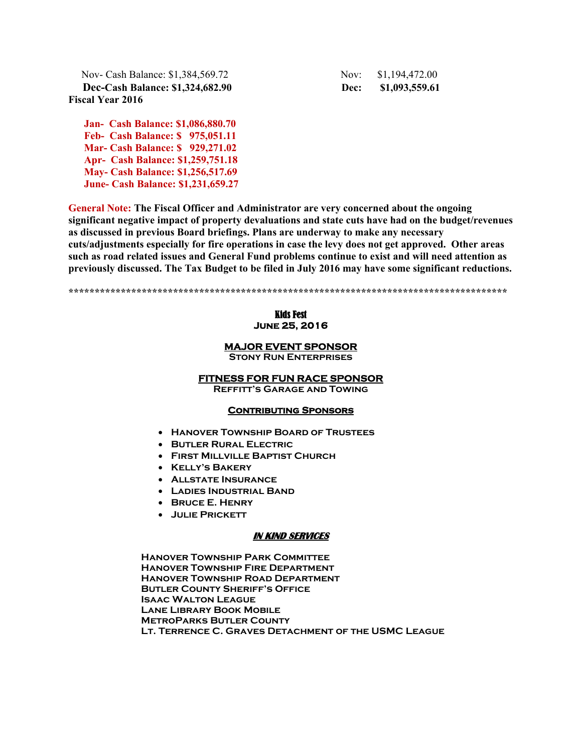Nov- Cash Balance: $1,384,569.72 | Nov: $1,194,472.00

**Dec-Cash Balance: $1,324,682.90** | **Dec: $1,093,559.61**

**Fiscal Year 2016**

**Jan- Cash Balance: $1,086,880.70**
**Feb- Cash Balance: $ 975,051.11**
**Mar- Cash Balance: $ 929,271.02**
**Apr- Cash Balance: $1,259,751.18**
**May- Cash Balance: $1,256,517.69**
**June- Cash Balance: $1,231,659.27**

**General Note: The Fiscal Officer and Administrator are very concerned about the ongoing significant negative impact of property devaluations and state cuts have had on the budget/revenues as discussed in previous Board briefings. Plans are underway to make any necessary cuts/adjustments especially for fire operations in case the levy does not get approved. Other areas such as road related issues and General Fund problems continue to exist and will need attention as previously discussed. The Tax Budget to be filed in July 2016 may have some significant reductions.**

*************************************************************************************

## Kids Fest

**June 25, 2016**

**MAJOR EVENT SPONSOR**

**Stony Run Enterprises**

**FITNESS FOR FUN RACE SPONSOR**

**Reffitt's Garage and Towing**

**Contributing Sponsors**

- **Hanover Township Board of Trustees**
- **Butler Rural Electric**
- **First Millville Baptist Church**
- **Kelly's Bakery**
- **Allstate Insurance**
- **Ladies Industrial Band**
- **Bruce E. Henry**
- **Julie Prickett**

***IN KIND SERVICES***

**Hanover Township Park Committee**
**Hanover Township Fire Department**
**Hanover Township Road Department**
**Butler County Sheriff's Office**
**Isaac Walton League**
**Lane Library Book Mobile**
**MetroParks Butler County**
**Lt. Terrence C. Graves Detachment of the USMC League**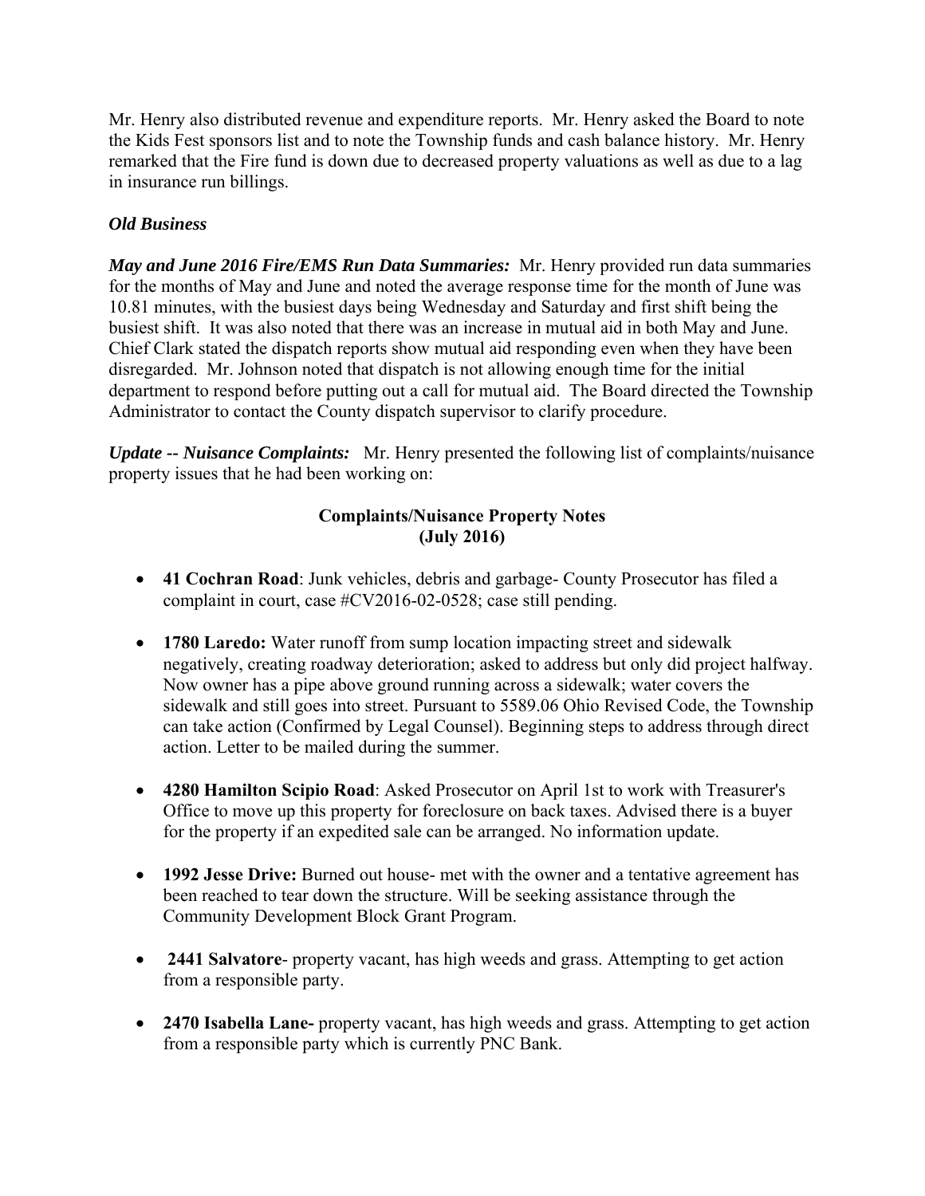Mr. Henry also distributed revenue and expenditure reports. Mr. Henry asked the Board to note the Kids Fest sponsors list and to note the Township funds and cash balance history. Mr. Henry remarked that the Fire fund is down due to decreased property valuations as well as due to a lag in insurance run billings.

***Old Business***

***May and June 2016 Fire/EMS Run Data Summaries:*** Mr. Henry provided run data summaries for the months of May and June and noted the average response time for the month of June was 10.81 minutes, with the busiest days being Wednesday and Saturday and first shift being the busiest shift. It was also noted that there was an increase in mutual aid in both May and June. Chief Clark stated the dispatch reports show mutual aid responding even when they have been disregarded. Mr. Johnson noted that dispatch is not allowing enough time for the initial department to respond before putting out a call for mutual aid. The Board directed the Township Administrator to contact the County dispatch supervisor to clarify procedure.

***Update -- Nuisance Complaints:*** Mr. Henry presented the following list of complaints/nuisance property issues that he had been working on:

**Complaints/Nuisance Property Notes (July 2016)**

- **41 Cochran Road**: Junk vehicles, debris and garbage- County Prosecutor has filed a complaint in court, case #CV2016-02-0528; case still pending.
- **1780 Laredo:** Water runoff from sump location impacting street and sidewalk negatively, creating roadway deterioration; asked to address but only did project halfway. Now owner has a pipe above ground running across a sidewalk; water covers the sidewalk and still goes into street. Pursuant to 5589.06 Ohio Revised Code, the Township can take action (Confirmed by Legal Counsel). Beginning steps to address through direct action. Letter to be mailed during the summer.
- **4280 Hamilton Scipio Road**: Asked Prosecutor on April 1st to work with Treasurer's Office to move up this property for foreclosure on back taxes. Advised there is a buyer for the property if an expedited sale can be arranged. No information update.
- **1992 Jesse Drive:** Burned out house- met with the owner and a tentative agreement has been reached to tear down the structure. Will be seeking assistance through the Community Development Block Grant Program.
- **2441 Salvatore**- property vacant, has high weeds and grass. Attempting to get action from a responsible party.
- **2470 Isabella Lane-** property vacant, has high weeds and grass. Attempting to get action from a responsible party which is currently PNC Bank.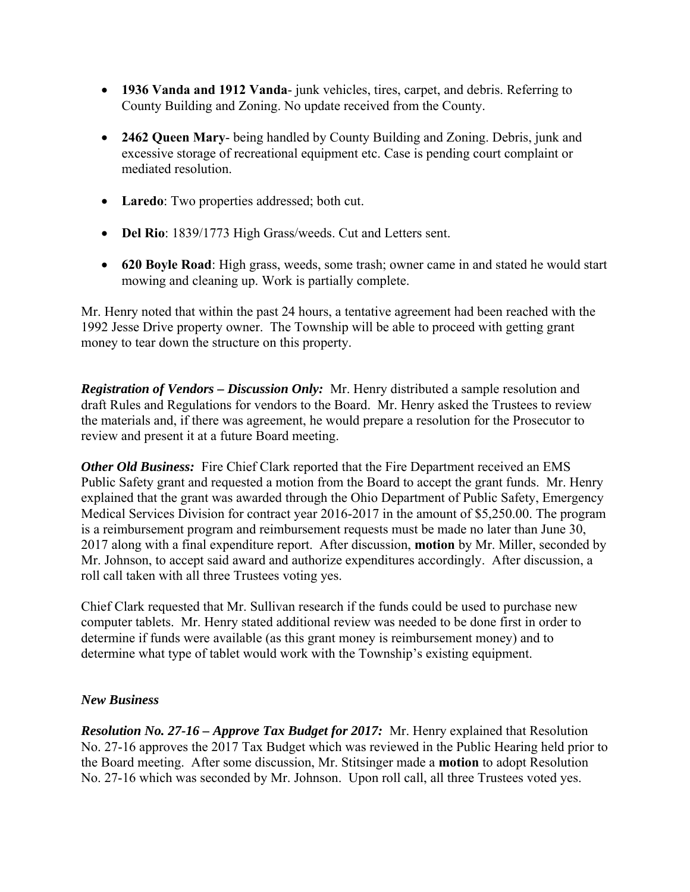- **1936 Vanda and 1912 Vanda**- junk vehicles, tires, carpet, and debris. Referring to County Building and Zoning. No update received from the County.

- **2462 Queen Mary**- being handled by County Building and Zoning. Debris, junk and excessive storage of recreational equipment etc. Case is pending court complaint or mediated resolution.

- **Laredo**: Two properties addressed; both cut.

- **Del Rio**: 1839/1773 High Grass/weeds. Cut and Letters sent.

- **620 Boyle Road**: High grass, weeds, some trash; owner came in and stated he would start mowing and cleaning up. Work is partially complete.

Mr. Henry noted that within the past 24 hours, a tentative agreement had been reached with the 1992 Jesse Drive property owner. The Township will be able to proceed with getting grant money to tear down the structure on this property.

***Registration of Vendors – Discussion Only:*** Mr. Henry distributed a sample resolution and draft Rules and Regulations for vendors to the Board. Mr. Henry asked the Trustees to review the materials and, if there was agreement, he would prepare a resolution for the Prosecutor to review and present it at a future Board meeting.

***Other Old Business:*** Fire Chief Clark reported that the Fire Department received an EMS Public Safety grant and requested a motion from the Board to accept the grant funds. Mr. Henry explained that the grant was awarded through the Ohio Department of Public Safety, Emergency Medical Services Division for contract year 2016-2017 in the amount of $5,250.00. The program is a reimbursement program and reimbursement requests must be made no later than June 30, 2017 along with a final expenditure report. After discussion, **motion** by Mr. Miller, seconded by Mr. Johnson, to accept said award and authorize expenditures accordingly. After discussion, a roll call taken with all three Trustees voting yes.

Chief Clark requested that Mr. Sullivan research if the funds could be used to purchase new computer tablets. Mr. Henry stated additional review was needed to be done first in order to determine if funds were available (as this grant money is reimbursement money) and to determine what type of tablet would work with the Township's existing equipment.

### *New Business*

***Resolution No. 27-16 – Approve Tax Budget for 2017:*** Mr. Henry explained that Resolution No. 27-16 approves the 2017 Tax Budget which was reviewed in the Public Hearing held prior to the Board meeting. After some discussion, Mr. Stitsinger made a **motion** to adopt Resolution No. 27-16 which was seconded by Mr. Johnson. Upon roll call, all three Trustees voted yes.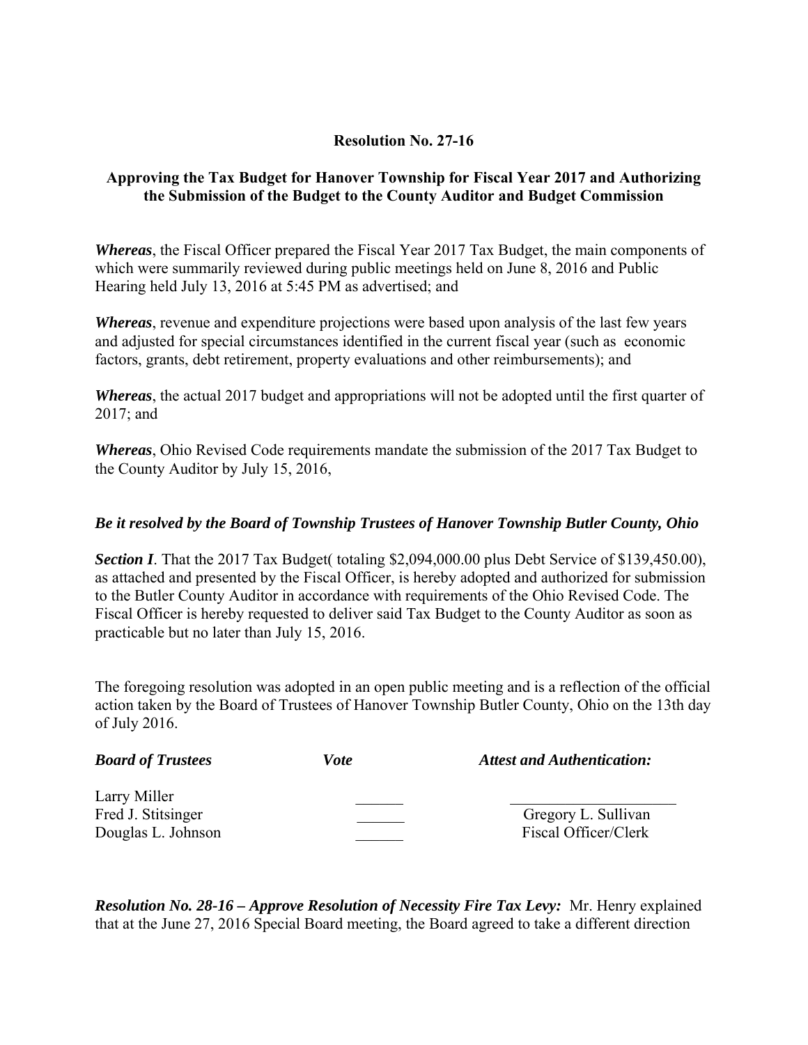**Resolution No. 27-16**

**Approving the Tax Budget for Hanover Township for Fiscal Year 2017 and Authorizing the Submission of the Budget to the County Auditor and Budget Commission**

***Whereas***, the Fiscal Officer prepared the Fiscal Year 2017 Tax Budget, the main components of which were summarily reviewed during public meetings held on June 8, 2016 and Public Hearing held July 13, 2016 at 5:45 PM as advertised; and

***Whereas***, revenue and expenditure projections were based upon analysis of the last few years and adjusted for special circumstances identified in the current fiscal year (such as economic factors, grants, debt retirement, property evaluations and other reimbursements); and

***Whereas***, the actual 2017 budget and appropriations will not be adopted until the first quarter of 2017; and

***Whereas***, Ohio Revised Code requirements mandate the submission of the 2017 Tax Budget to the County Auditor by July 15, 2016,

***Be it resolved by the Board of Township Trustees of Hanover Township Butler County, Ohio***

***Section I***. That the 2017 Tax Budget( totaling $2,094,000.00 plus Debt Service of $139,450.00), as attached and presented by the Fiscal Officer, is hereby adopted and authorized for submission to the Butler County Auditor in accordance with requirements of the Ohio Revised Code. The Fiscal Officer is hereby requested to deliver said Tax Budget to the County Auditor as soon as practicable but no later than July 15, 2016.

The foregoing resolution was adopted in an open public meeting and is a reflection of the official action taken by the Board of Trustees of Hanover Township Butler County, Ohio on the 13th day of July 2016.

| ***Board of Trustees*** | ***Vote*** | ***Attest and Authentication:*** |
|---|---|---|
| Larry Miller | ______ | ____________________ |
| Fred J. Stitsinger | ______ | Gregory L. Sullivan |
| Douglas L. Johnson | ______ | Fiscal Officer/Clerk |

***Resolution No. 28-16 – Approve Resolution of Necessity Fire Tax Levy:*** Mr. Henry explained that at the June 27, 2016 Special Board meeting, the Board agreed to take a different direction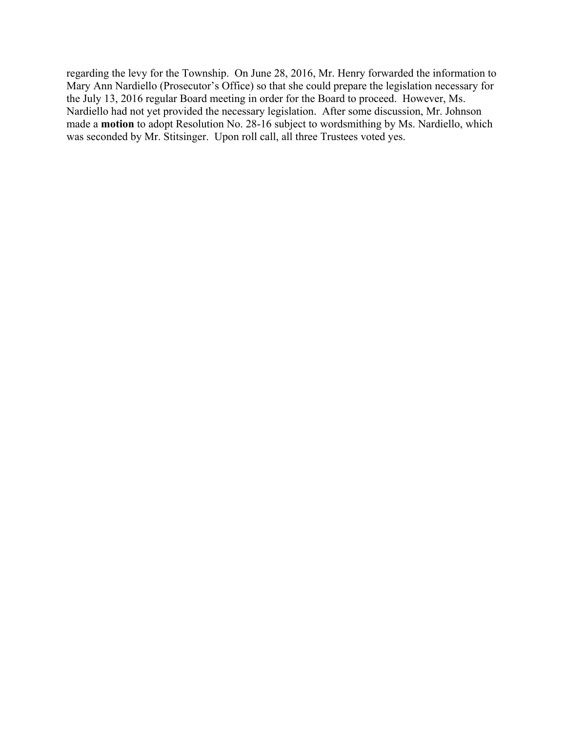regarding the levy for the Township. On June 28, 2016, Mr. Henry forwarded the information to Mary Ann Nardiello (Prosecutor's Office) so that she could prepare the legislation necessary for the July 13, 2016 regular Board meeting in order for the Board to proceed. However, Ms. Nardiello had not yet provided the necessary legislation. After some discussion, Mr. Johnson made a **motion** to adopt Resolution No. 28-16 subject to wordsmithing by Ms. Nardiello, which was seconded by Mr. Stitsinger. Upon roll call, all three Trustees voted yes.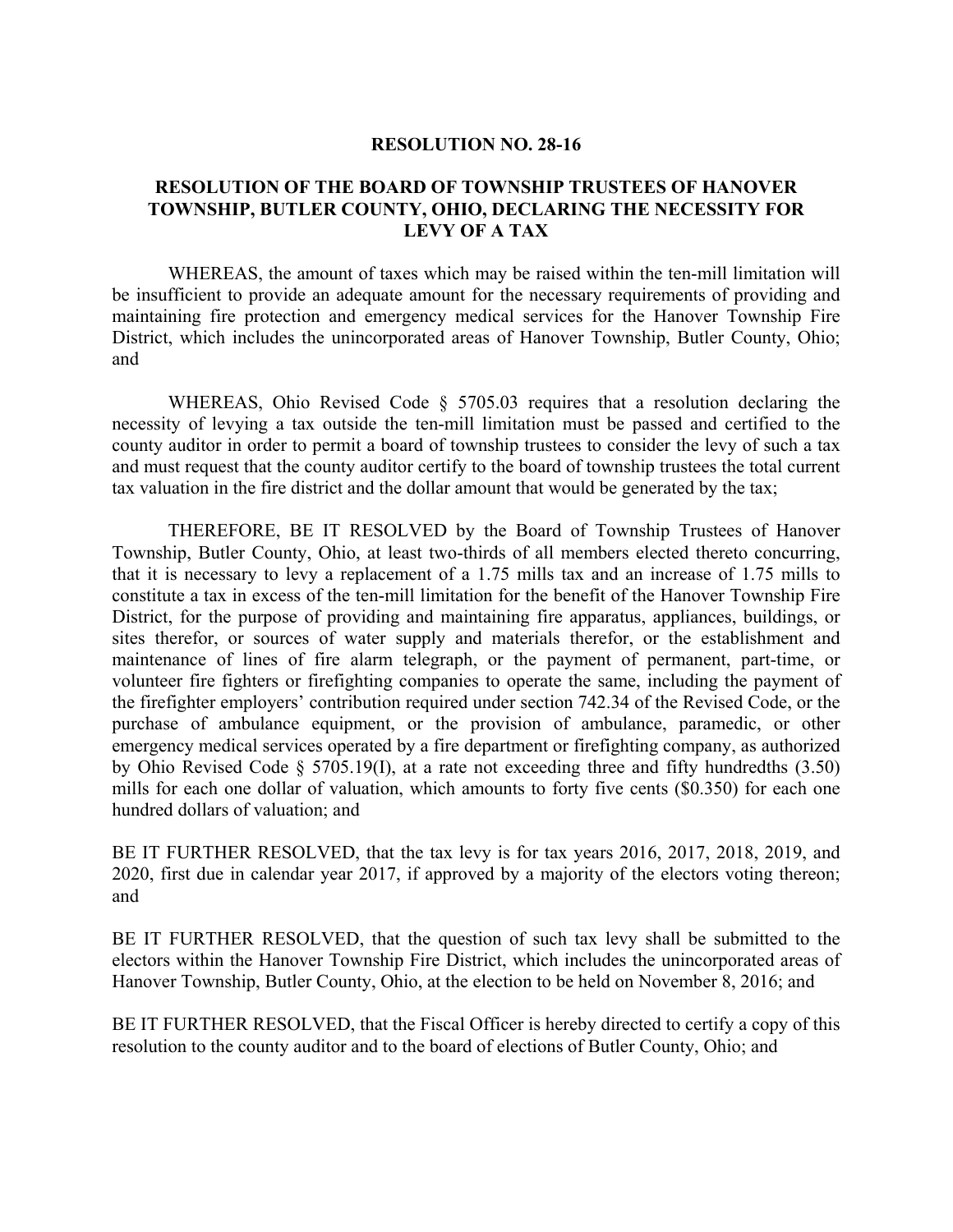**RESOLUTION NO. 28-16**

**RESOLUTION OF THE BOARD OF TOWNSHIP TRUSTEES OF HANOVER TOWNSHIP, BUTLER COUNTY, OHIO, DECLARING THE NECESSITY FOR LEVY OF A TAX**

WHEREAS, the amount of taxes which may be raised within the ten-mill limitation will be insufficient to provide an adequate amount for the necessary requirements of providing and maintaining fire protection and emergency medical services for the Hanover Township Fire District, which includes the unincorporated areas of Hanover Township, Butler County, Ohio; and

WHEREAS, Ohio Revised Code § 5705.03 requires that a resolution declaring the necessity of levying a tax outside the ten-mill limitation must be passed and certified to the county auditor in order to permit a board of township trustees to consider the levy of such a tax and must request that the county auditor certify to the board of township trustees the total current tax valuation in the fire district and the dollar amount that would be generated by the tax;

THEREFORE, BE IT RESOLVED by the Board of Township Trustees of Hanover Township, Butler County, Ohio, at least two-thirds of all members elected thereto concurring, that it is necessary to levy a replacement of a 1.75 mills tax and an increase of 1.75 mills to constitute a tax in excess of the ten-mill limitation for the benefit of the Hanover Township Fire District, for the purpose of providing and maintaining fire apparatus, appliances, buildings, or sites therefor, or sources of water supply and materials therefor, or the establishment and maintenance of lines of fire alarm telegraph, or the payment of permanent, part-time, or volunteer fire fighters or firefighting companies to operate the same, including the payment of the firefighter employers' contribution required under section 742.34 of the Revised Code, or the purchase of ambulance equipment, or the provision of ambulance, paramedic, or other emergency medical services operated by a fire department or firefighting company, as authorized by Ohio Revised Code § 5705.19(I), at a rate not exceeding three and fifty hundredths (3.50) mills for each one dollar of valuation, which amounts to forty five cents ($0.350) for each one hundred dollars of valuation; and

BE IT FURTHER RESOLVED, that the tax levy is for tax years 2016, 2017, 2018, 2019, and 2020, first due in calendar year 2017, if approved by a majority of the electors voting thereon; and

BE IT FURTHER RESOLVED, that the question of such tax levy shall be submitted to the electors within the Hanover Township Fire District, which includes the unincorporated areas of Hanover Township, Butler County, Ohio, at the election to be held on November 8, 2016; and

BE IT FURTHER RESOLVED, that the Fiscal Officer is hereby directed to certify a copy of this resolution to the county auditor and to the board of elections of Butler County, Ohio; and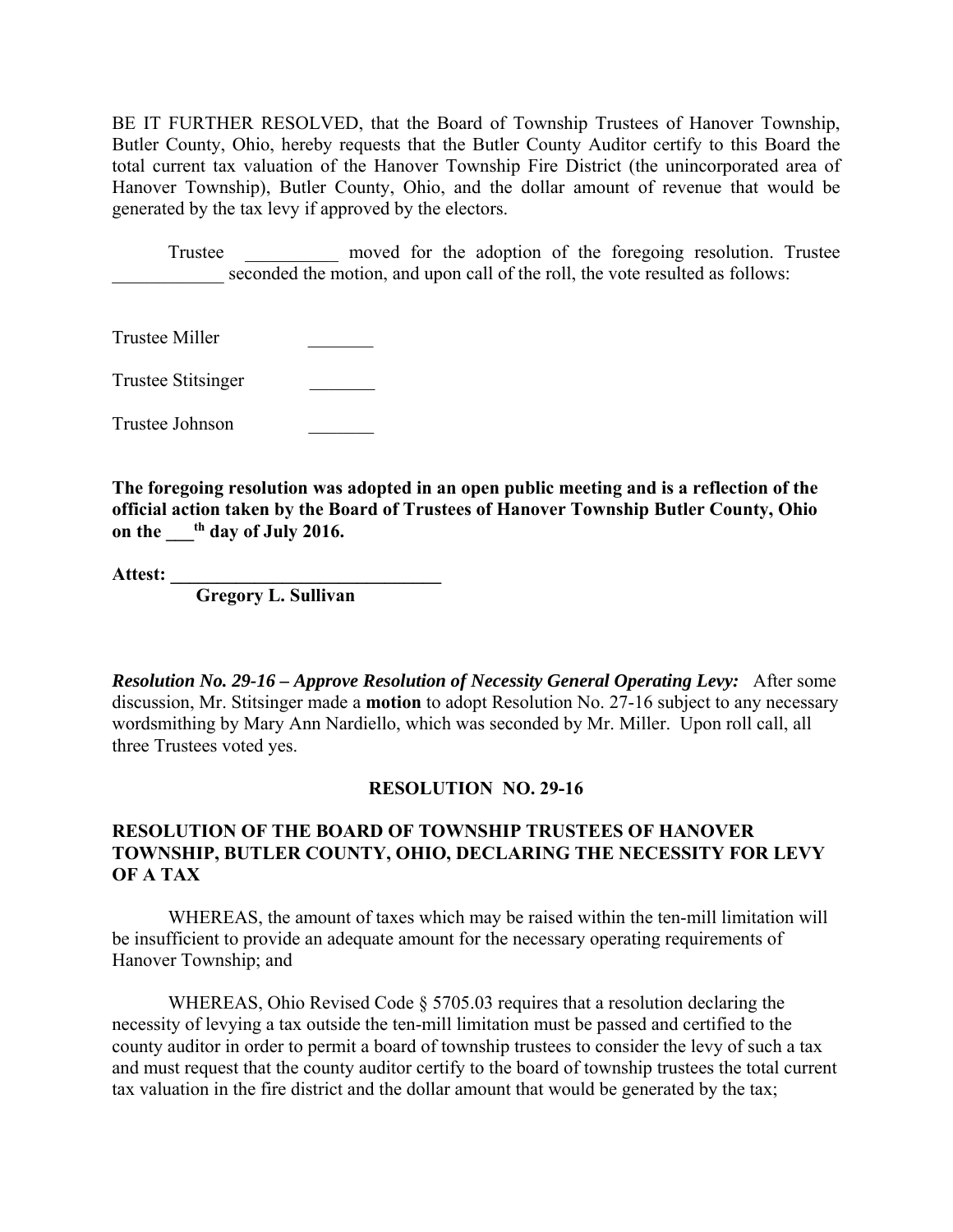BE IT FURTHER RESOLVED, that the Board of Township Trustees of Hanover Township, Butler County, Ohio, hereby requests that the Butler County Auditor certify to this Board the total current tax valuation of the Hanover Township Fire District (the unincorporated area of Hanover Township), Butler County, Ohio, and the dollar amount of revenue that would be generated by the tax levy if approved by the electors.

Trustee __________ moved for the adoption of the foregoing resolution. Trustee ____________ seconded the motion, and upon call of the roll, the vote resulted as follows:

Trustee Miller _______

Trustee Stitsinger _______

Trustee Johnson _______

**The foregoing resolution was adopted in an open public meeting and is a reflection of the official action taken by the Board of Trustees of Hanover Township Butler County, Ohio on the ___th day of July 2016.**

**Attest: _____________________________**
**Gregory L. Sullivan**

***Resolution No. 29-16 – Approve Resolution of Necessity General Operating Levy:*** After some discussion, Mr. Stitsinger made a **motion** to adopt Resolution No. 27-16 subject to any necessary wordsmithing by Mary Ann Nardiello, which was seconded by Mr. Miller. Upon roll call, all three Trustees voted yes.

**RESOLUTION NO. 29-16**

**RESOLUTION OF THE BOARD OF TOWNSHIP TRUSTEES OF HANOVER TOWNSHIP, BUTLER COUNTY, OHIO, DECLARING THE NECESSITY FOR LEVY OF A TAX**

WHEREAS, the amount of taxes which may be raised within the ten-mill limitation will be insufficient to provide an adequate amount for the necessary operating requirements of Hanover Township; and

WHEREAS, Ohio Revised Code § 5705.03 requires that a resolution declaring the necessity of levying a tax outside the ten-mill limitation must be passed and certified to the county auditor in order to permit a board of township trustees to consider the levy of such a tax and must request that the county auditor certify to the board of township trustees the total current tax valuation in the fire district and the dollar amount that would be generated by the tax;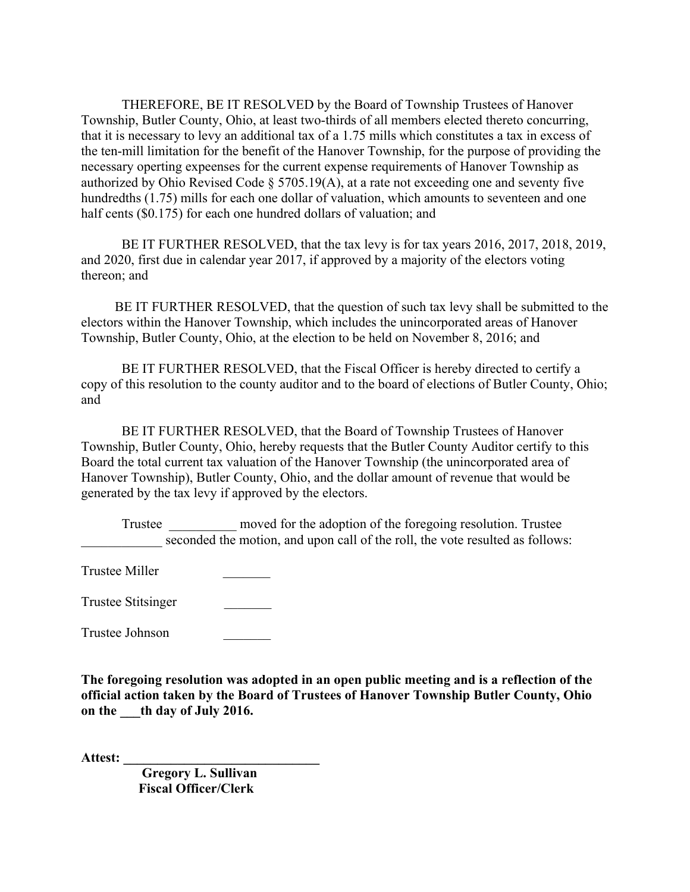THEREFORE, BE IT RESOLVED by the Board of Township Trustees of Hanover Township, Butler County, Ohio, at least two-thirds of all members elected thereto concurring, that it is necessary to levy an additional tax of a 1.75 mills which constitutes a tax in excess of the ten-mill limitation for the benefit of the Hanover Township, for the purpose of providing the necessary operting expeenses for the current expense requirements of Hanover Township as authorized by Ohio Revised Code § 5705.19(A), at a rate not exceeding one and seventy five hundredths (1.75) mills for each one dollar of valuation, which amounts to seventeen and one half cents ($0.175) for each one hundred dollars of valuation; and

BE IT FURTHER RESOLVED, that the tax levy is for tax years 2016, 2017, 2018, 2019, and 2020, first due in calendar year 2017, if approved by a majority of the electors voting thereon; and

BE IT FURTHER RESOLVED, that the question of such tax levy shall be submitted to the electors within the Hanover Township, which includes the unincorporated areas of Hanover Township, Butler County, Ohio, at the election to be held on November 8, 2016; and

BE IT FURTHER RESOLVED, that the Fiscal Officer is hereby directed to certify a copy of this resolution to the county auditor and to the board of elections of Butler County, Ohio; and

BE IT FURTHER RESOLVED, that the Board of Township Trustees of Hanover Township, Butler County, Ohio, hereby requests that the Butler County Auditor certify to this Board the total current tax valuation of the Hanover Township (the unincorporated area of Hanover Township), Butler County, Ohio, and the dollar amount of revenue that would be generated by the tax levy if approved by the electors.

Trustee __________ moved for the adoption of the foregoing resolution. Trustee ____________ seconded the motion, and upon call of the roll, the vote resulted as follows:

Trustee Miller _______

Trustee Stitsinger _______

Trustee Johnson _______

**The foregoing resolution was adopted in an open public meeting and is a reflection of the official action taken by the Board of Trustees of Hanover Township Butler County, Ohio on the ___th day of July 2016.**

**Attest: ______________________________**
**Gregory L. Sullivan**
**Fiscal Officer/Clerk**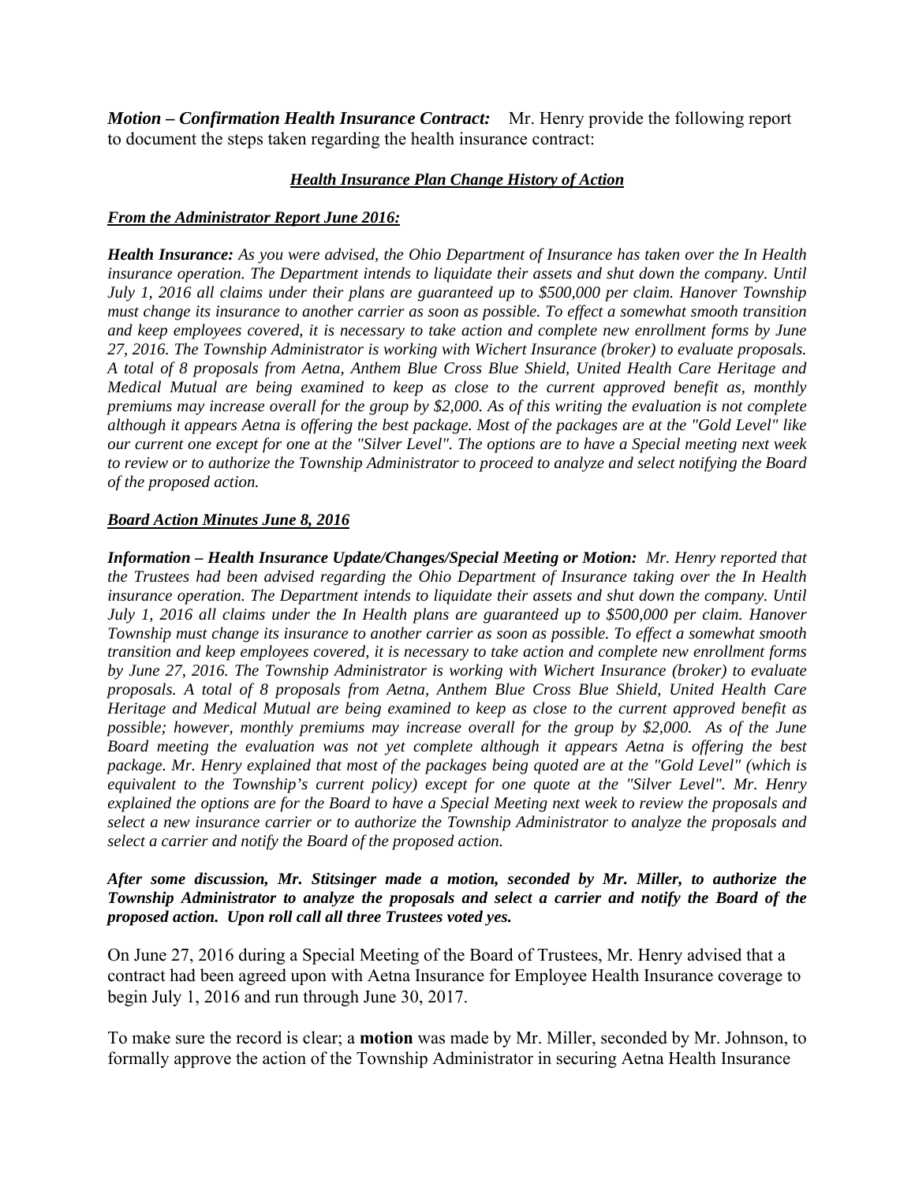***Motion – Confirmation Health Insurance Contract:*** Mr. Henry provide the following report to document the steps taken regarding the health insurance contract:

***Health Insurance Plan Change History of Action***

***From the Administrator Report June 2016:***

***Health Insurance:*** *As you were advised, the Ohio Department of Insurance has taken over the In Health insurance operation. The Department intends to liquidate their assets and shut down the company. Until July 1, 2016 all claims under their plans are guaranteed up to $500,000 per claim. Hanover Township must change its insurance to another carrier as soon as possible. To effect a somewhat smooth transition and keep employees covered, it is necessary to take action and complete new enrollment forms by June 27, 2016. The Township Administrator is working with Wichert Insurance (broker) to evaluate proposals. A total of 8 proposals from Aetna, Anthem Blue Cross Blue Shield, United Health Care Heritage and Medical Mutual are being examined to keep as close to the current approved benefit as, monthly premiums may increase overall for the group by $2,000. As of this writing the evaluation is not complete although it appears Aetna is offering the best package. Most of the packages are at the "Gold Level" like our current one except for one at the "Silver Level". The options are to have a Special meeting next week to review or to authorize the Township Administrator to proceed to analyze and select notifying the Board of the proposed action.*

***Board Action Minutes June 8, 2016***

***Information – Health Insurance Update/Changes/Special Meeting or Motion:*** *Mr. Henry reported that the Trustees had been advised regarding the Ohio Department of Insurance taking over the In Health insurance operation. The Department intends to liquidate their assets and shut down the company. Until July 1, 2016 all claims under the In Health plans are guaranteed up to $500,000 per claim. Hanover Township must change its insurance to another carrier as soon as possible. To effect a somewhat smooth transition and keep employees covered, it is necessary to take action and complete new enrollment forms by June 27, 2016. The Township Administrator is working with Wichert Insurance (broker) to evaluate proposals. A total of 8 proposals from Aetna, Anthem Blue Cross Blue Shield, United Health Care Heritage and Medical Mutual are being examined to keep as close to the current approved benefit as possible; however, monthly premiums may increase overall for the group by $2,000. As of the June Board meeting the evaluation was not yet complete although it appears Aetna is offering the best package. Mr. Henry explained that most of the packages being quoted are at the "Gold Level" (which is equivalent to the Township's current policy) except for one quote at the "Silver Level". Mr. Henry explained the options are for the Board to have a Special Meeting next week to review the proposals and select a new insurance carrier or to authorize the Township Administrator to analyze the proposals and select a carrier and notify the Board of the proposed action.*

***After some discussion, Mr. Stitsinger made a motion, seconded by Mr. Miller, to authorize the Township Administrator to analyze the proposals and select a carrier and notify the Board of the proposed action. Upon roll call all three Trustees voted yes.***

On June 27, 2016 during a Special Meeting of the Board of Trustees, Mr. Henry advised that a contract had been agreed upon with Aetna Insurance for Employee Health Insurance coverage to begin July 1, 2016 and run through June 30, 2017.

To make sure the record is clear; a **motion** was made by Mr. Miller, seconded by Mr. Johnson, to formally approve the action of the Township Administrator in securing Aetna Health Insurance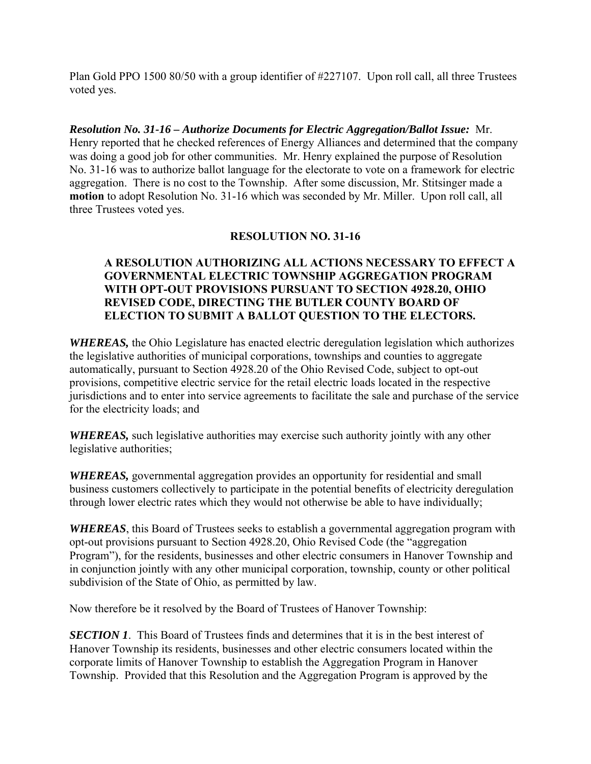Plan Gold PPO 1500 80/50 with a group identifier of #227107. Upon roll call, all three Trustees voted yes.

***Resolution No. 31-16 – Authorize Documents for Electric Aggregation/Ballot Issue:*** Mr. Henry reported that he checked references of Energy Alliances and determined that the company was doing a good job for other communities. Mr. Henry explained the purpose of Resolution No. 31-16 was to authorize ballot language for the electorate to vote on a framework for electric aggregation. There is no cost to the Township. After some discussion, Mr. Stitsinger made a **motion** to adopt Resolution No. 31-16 which was seconded by Mr. Miller. Upon roll call, all three Trustees voted yes.

**RESOLUTION NO. 31-16**

**A RESOLUTION AUTHORIZING ALL ACTIONS NECESSARY TO EFFECT A GOVERNMENTAL ELECTRIC TOWNSHIP AGGREGATION PROGRAM WITH OPT-OUT PROVISIONS PURSUANT TO SECTION 4928.20, OHIO REVISED CODE, DIRECTING THE BUTLER COUNTY BOARD OF ELECTION TO SUBMIT A BALLOT QUESTION TO THE ELECTORS.**

***WHEREAS,*** the Ohio Legislature has enacted electric deregulation legislation which authorizes the legislative authorities of municipal corporations, townships and counties to aggregate automatically, pursuant to Section 4928.20 of the Ohio Revised Code, subject to opt-out provisions, competitive electric service for the retail electric loads located in the respective jurisdictions and to enter into service agreements to facilitate the sale and purchase of the service for the electricity loads; and

***WHEREAS,*** such legislative authorities may exercise such authority jointly with any other legislative authorities;

***WHEREAS,*** governmental aggregation provides an opportunity for residential and small business customers collectively to participate in the potential benefits of electricity deregulation through lower electric rates which they would not otherwise be able to have individually;

***WHEREAS***, this Board of Trustees seeks to establish a governmental aggregation program with opt-out provisions pursuant to Section 4928.20, Ohio Revised Code (the "aggregation Program"), for the residents, businesses and other electric consumers in Hanover Township and in conjunction jointly with any other municipal corporation, township, county or other political subdivision of the State of Ohio, as permitted by law.

Now therefore be it resolved by the Board of Trustees of Hanover Township:

***SECTION 1***. This Board of Trustees finds and determines that it is in the best interest of Hanover Township its residents, businesses and other electric consumers located within the corporate limits of Hanover Township to establish the Aggregation Program in Hanover Township. Provided that this Resolution and the Aggregation Program is approved by the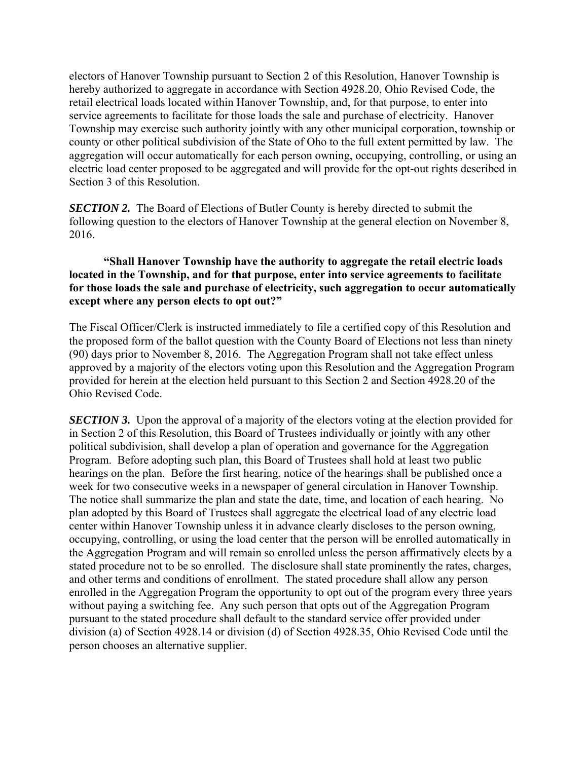electors of Hanover Township pursuant to Section 2 of this Resolution, Hanover Township is hereby authorized to aggregate in accordance with Section 4928.20, Ohio Revised Code, the retail electrical loads located within Hanover Township, and, for that purpose, to enter into service agreements to facilitate for those loads the sale and purchase of electricity. Hanover Township may exercise such authority jointly with any other municipal corporation, township or county or other political subdivision of the State of Oho to the full extent permitted by law. The aggregation will occur automatically for each person owning, occupying, controlling, or using an electric load center proposed to be aggregated and will provide for the opt-out rights described in Section 3 of this Resolution.

***SECTION 2.*** The Board of Elections of Butler County is hereby directed to submit the following question to the electors of Hanover Township at the general election on November 8, 2016.

**"Shall Hanover Township have the authority to aggregate the retail electric loads located in the Township, and for that purpose, enter into service agreements to facilitate for those loads the sale and purchase of electricity, such aggregation to occur automatically except where any person elects to opt out?"**

The Fiscal Officer/Clerk is instructed immediately to file a certified copy of this Resolution and the proposed form of the ballot question with the County Board of Elections not less than ninety (90) days prior to November 8, 2016. The Aggregation Program shall not take effect unless approved by a majority of the electors voting upon this Resolution and the Aggregation Program provided for herein at the election held pursuant to this Section 2 and Section 4928.20 of the Ohio Revised Code.

***SECTION 3.*** Upon the approval of a majority of the electors voting at the election provided for in Section 2 of this Resolution, this Board of Trustees individually or jointly with any other political subdivision, shall develop a plan of operation and governance for the Aggregation Program. Before adopting such plan, this Board of Trustees shall hold at least two public hearings on the plan. Before the first hearing, notice of the hearings shall be published once a week for two consecutive weeks in a newspaper of general circulation in Hanover Township. The notice shall summarize the plan and state the date, time, and location of each hearing. No plan adopted by this Board of Trustees shall aggregate the electrical load of any electric load center within Hanover Township unless it in advance clearly discloses to the person owning, occupying, controlling, or using the load center that the person will be enrolled automatically in the Aggregation Program and will remain so enrolled unless the person affirmatively elects by a stated procedure not to be so enrolled. The disclosure shall state prominently the rates, charges, and other terms and conditions of enrollment. The stated procedure shall allow any person enrolled in the Aggregation Program the opportunity to opt out of the program every three years without paying a switching fee. Any such person that opts out of the Aggregation Program pursuant to the stated procedure shall default to the standard service offer provided under division (a) of Section 4928.14 or division (d) of Section 4928.35, Ohio Revised Code until the person chooses an alternative supplier.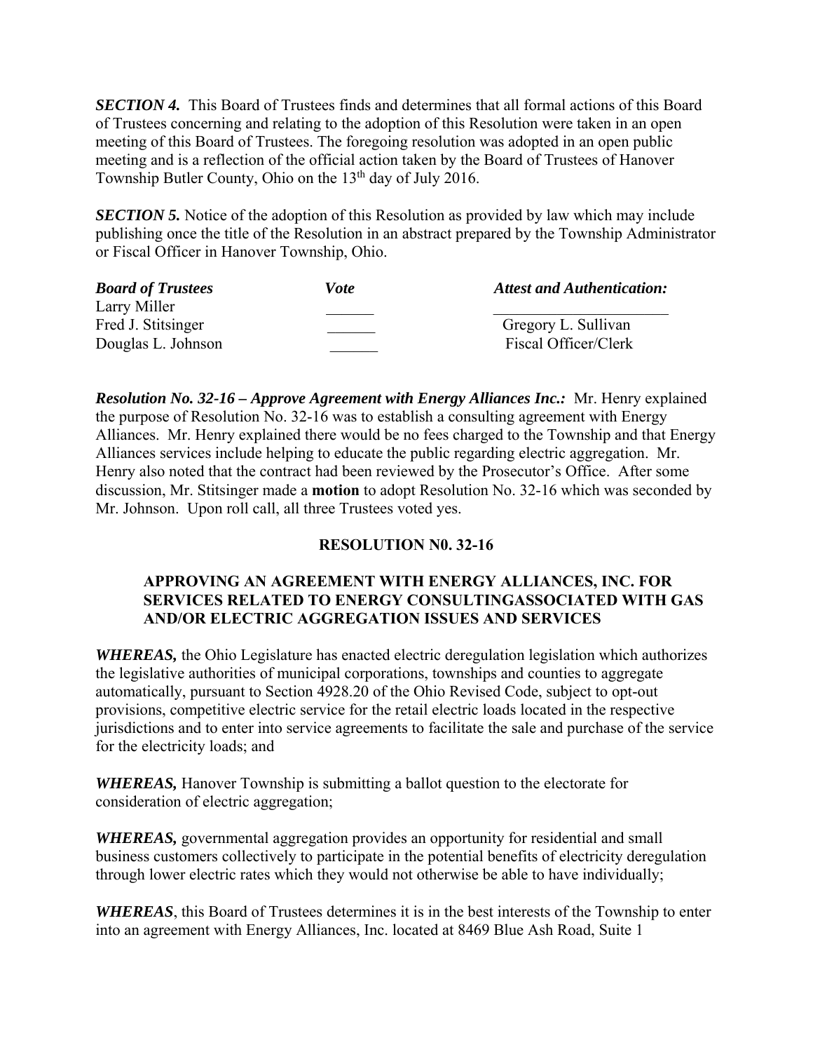***SECTION 4.*** This Board of Trustees finds and determines that all formal actions of this Board of Trustees concerning and relating to the adoption of this Resolution were taken in an open meeting of this Board of Trustees. The foregoing resolution was adopted in an open public meeting and is a reflection of the official action taken by the Board of Trustees of Hanover Township Butler County, Ohio on the 13th day of July 2016.

***SECTION 5.*** Notice of the adoption of this Resolution as provided by law which may include publishing once the title of the Resolution in an abstract prepared by the Township Administrator or Fiscal Officer in Hanover Township, Ohio.

| ***Board of Trustees*** | ***Vote*** | ***Attest and Authentication:*** |
|---|---|---|
| Larry Miller | ______ | ______________________ |
| Fred J. Stitsinger | ______ | Gregory L. Sullivan |
| Douglas L. Johnson | ______ | Fiscal Officer/Clerk |

***Resolution No. 32-16 – Approve Agreement with Energy Alliances Inc.:*** Mr. Henry explained the purpose of Resolution No. 32-16 was to establish a consulting agreement with Energy Alliances. Mr. Henry explained there would be no fees charged to the Township and that Energy Alliances services include helping to educate the public regarding electric aggregation. Mr. Henry also noted that the contract had been reviewed by the Prosecutor's Office. After some discussion, Mr. Stitsinger made a **motion** to adopt Resolution No. 32-16 which was seconded by Mr. Johnson. Upon roll call, all three Trustees voted yes.

**RESOLUTION N0. 32-16**

**APPROVING AN AGREEMENT WITH ENERGY ALLIANCES, INC. FOR SERVICES RELATED TO ENERGY CONSULTINGASSOCIATED WITH GAS AND/OR ELECTRIC AGGREGATION ISSUES AND SERVICES**

***WHEREAS,*** the Ohio Legislature has enacted electric deregulation legislation which authorizes the legislative authorities of municipal corporations, townships and counties to aggregate automatically, pursuant to Section 4928.20 of the Ohio Revised Code, subject to opt-out provisions, competitive electric service for the retail electric loads located in the respective jurisdictions and to enter into service agreements to facilitate the sale and purchase of the service for the electricity loads; and

***WHEREAS,*** Hanover Township is submitting a ballot question to the electorate for consideration of electric aggregation;

***WHEREAS,*** governmental aggregation provides an opportunity for residential and small business customers collectively to participate in the potential benefits of electricity deregulation through lower electric rates which they would not otherwise be able to have individually;

***WHEREAS***, this Board of Trustees determines it is in the best interests of the Township to enter into an agreement with Energy Alliances, Inc. located at 8469 Blue Ash Road, Suite 1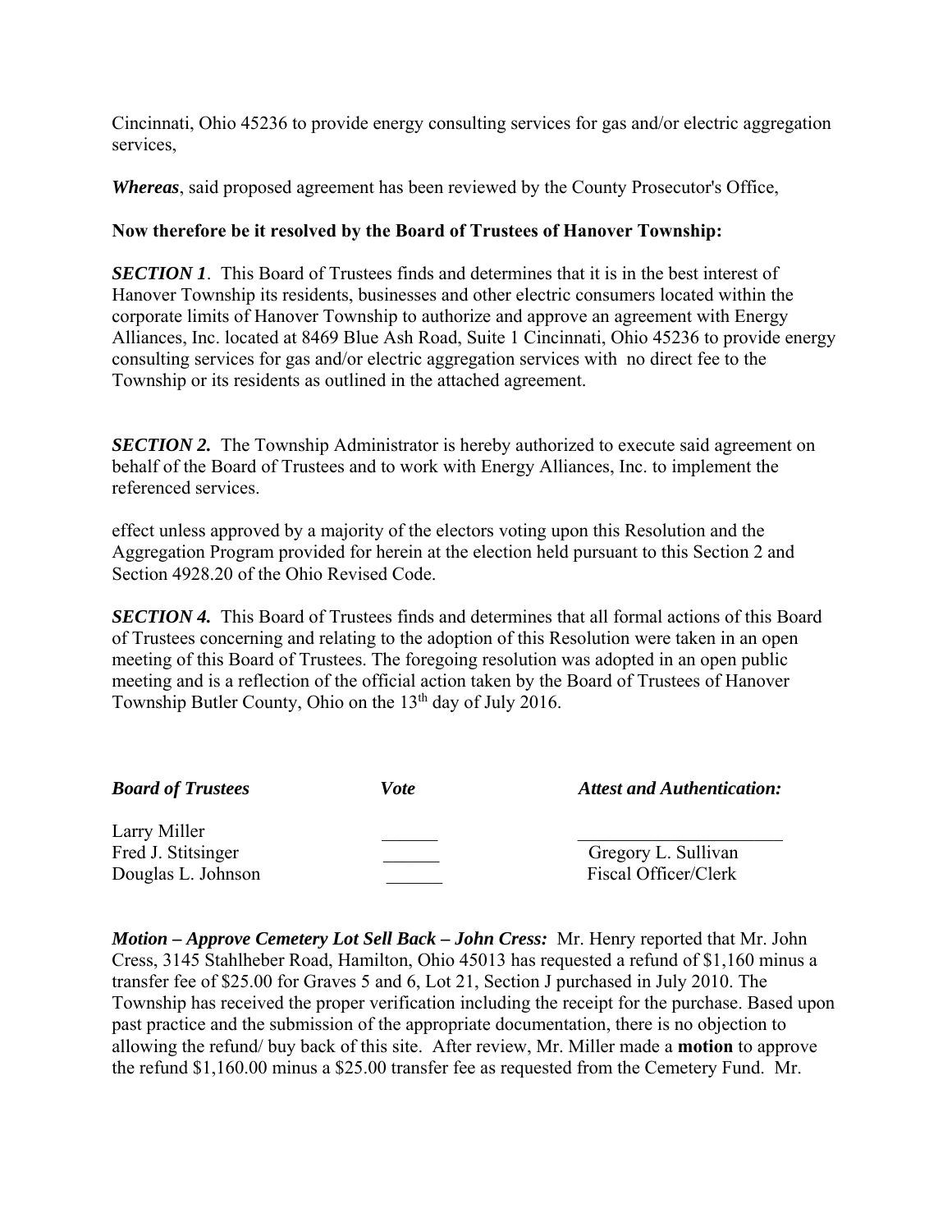Cincinnati, Ohio 45236 to provide energy consulting services for gas and/or electric aggregation services,

***Whereas***, said proposed agreement has been reviewed by the County Prosecutor's Office,

**Now therefore be it resolved by the Board of Trustees of Hanover Township:**

***SECTION 1***. This Board of Trustees finds and determines that it is in the best interest of Hanover Township its residents, businesses and other electric consumers located within the corporate limits of Hanover Township to authorize and approve an agreement with Energy Alliances, Inc. located at 8469 Blue Ash Road, Suite 1 Cincinnati, Ohio 45236 to provide energy consulting services for gas and/or electric aggregation services with no direct fee to the Township or its residents as outlined in the attached agreement.

***SECTION 2.*** The Township Administrator is hereby authorized to execute said agreement on behalf of the Board of Trustees and to work with Energy Alliances, Inc. to implement the referenced services.

effect unless approved by a majority of the electors voting upon this Resolution and the Aggregation Program provided for herein at the election held pursuant to this Section 2 and Section 4928.20 of the Ohio Revised Code.

***SECTION 4.*** This Board of Trustees finds and determines that all formal actions of this Board of Trustees concerning and relating to the adoption of this Resolution were taken in an open meeting of this Board of Trustees. The foregoing resolution was adopted in an open public meeting and is a reflection of the official action taken by the Board of Trustees of Hanover Township Butler County, Ohio on the 13th day of July 2016.

| ***Board of Trustees*** | ***Vote*** | ***Attest and Authentication:*** |
|---|---|---|
| Larry Miller | ______ | ______________________ |
| Fred J. Stitsinger | ______ | Gregory L. Sullivan |
| Douglas L. Johnson | ______ | Fiscal Officer/Clerk |

***Motion – Approve Cemetery Lot Sell Back – John Cress:*** Mr. Henry reported that Mr. John Cress, 3145 Stahlheber Road, Hamilton, Ohio 45013 has requested a refund of $1,160 minus a transfer fee of $25.00 for Graves 5 and 6, Lot 21, Section J purchased in July 2010. The Township has received the proper verification including the receipt for the purchase. Based upon past practice and the submission of the appropriate documentation, there is no objection to allowing the refund/ buy back of this site. After review, Mr. Miller made a **motion** to approve the refund $1,160.00 minus a $25.00 transfer fee as requested from the Cemetery Fund. Mr.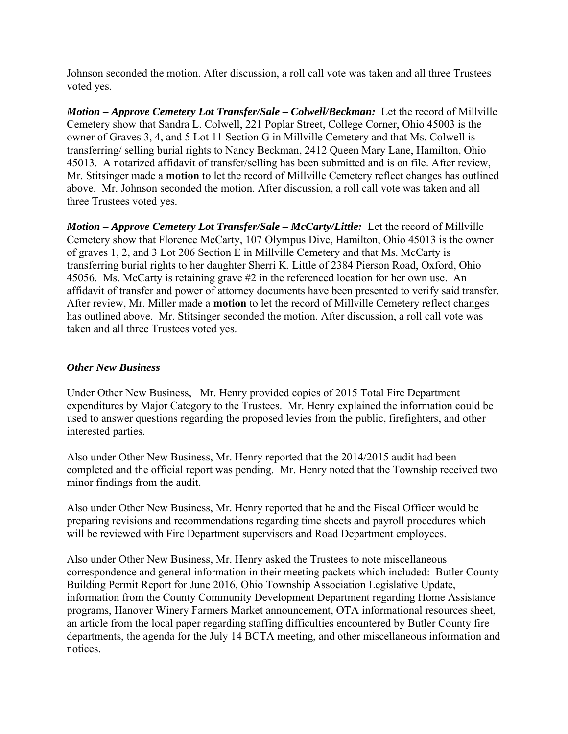Johnson seconded the motion. After discussion, a roll call vote was taken and all three Trustees voted yes.

***Motion – Approve Cemetery Lot Transfer/Sale – Colwell/Beckman:*** Let the record of Millville Cemetery show that Sandra L. Colwell, 221 Poplar Street, College Corner, Ohio 45003 is the owner of Graves 3, 4, and 5 Lot 11 Section G in Millville Cemetery and that Ms. Colwell is transferring/ selling burial rights to Nancy Beckman, 2412 Queen Mary Lane, Hamilton, Ohio 45013. A notarized affidavit of transfer/selling has been submitted and is on file. After review, Mr. Stitsinger made a **motion** to let the record of Millville Cemetery reflect changes has outlined above. Mr. Johnson seconded the motion. After discussion, a roll call vote was taken and all three Trustees voted yes.

***Motion – Approve Cemetery Lot Transfer/Sale – McCarty/Little:*** Let the record of Millville Cemetery show that Florence McCarty, 107 Olympus Dive, Hamilton, Ohio 45013 is the owner of graves 1, 2, and 3 Lot 206 Section E in Millville Cemetery and that Ms. McCarty is transferring burial rights to her daughter Sherri K. Little of 2384 Pierson Road, Oxford, Ohio 45056. Ms. McCarty is retaining grave #2 in the referenced location for her own use. An affidavit of transfer and power of attorney documents have been presented to verify said transfer. After review, Mr. Miller made a **motion** to let the record of Millville Cemetery reflect changes has outlined above. Mr. Stitsinger seconded the motion. After discussion, a roll call vote was taken and all three Trustees voted yes.

***Other New Business***

Under Other New Business, Mr. Henry provided copies of 2015 Total Fire Department expenditures by Major Category to the Trustees. Mr. Henry explained the information could be used to answer questions regarding the proposed levies from the public, firefighters, and other interested parties.

Also under Other New Business, Mr. Henry reported that the 2014/2015 audit had been completed and the official report was pending. Mr. Henry noted that the Township received two minor findings from the audit.

Also under Other New Business, Mr. Henry reported that he and the Fiscal Officer would be preparing revisions and recommendations regarding time sheets and payroll procedures which will be reviewed with Fire Department supervisors and Road Department employees.

Also under Other New Business, Mr. Henry asked the Trustees to note miscellaneous correspondence and general information in their meeting packets which included: Butler County Building Permit Report for June 2016, Ohio Township Association Legislative Update, information from the County Community Development Department regarding Home Assistance programs, Hanover Winery Farmers Market announcement, OTA informational resources sheet, an article from the local paper regarding staffing difficulties encountered by Butler County fire departments, the agenda for the July 14 BCTA meeting, and other miscellaneous information and notices.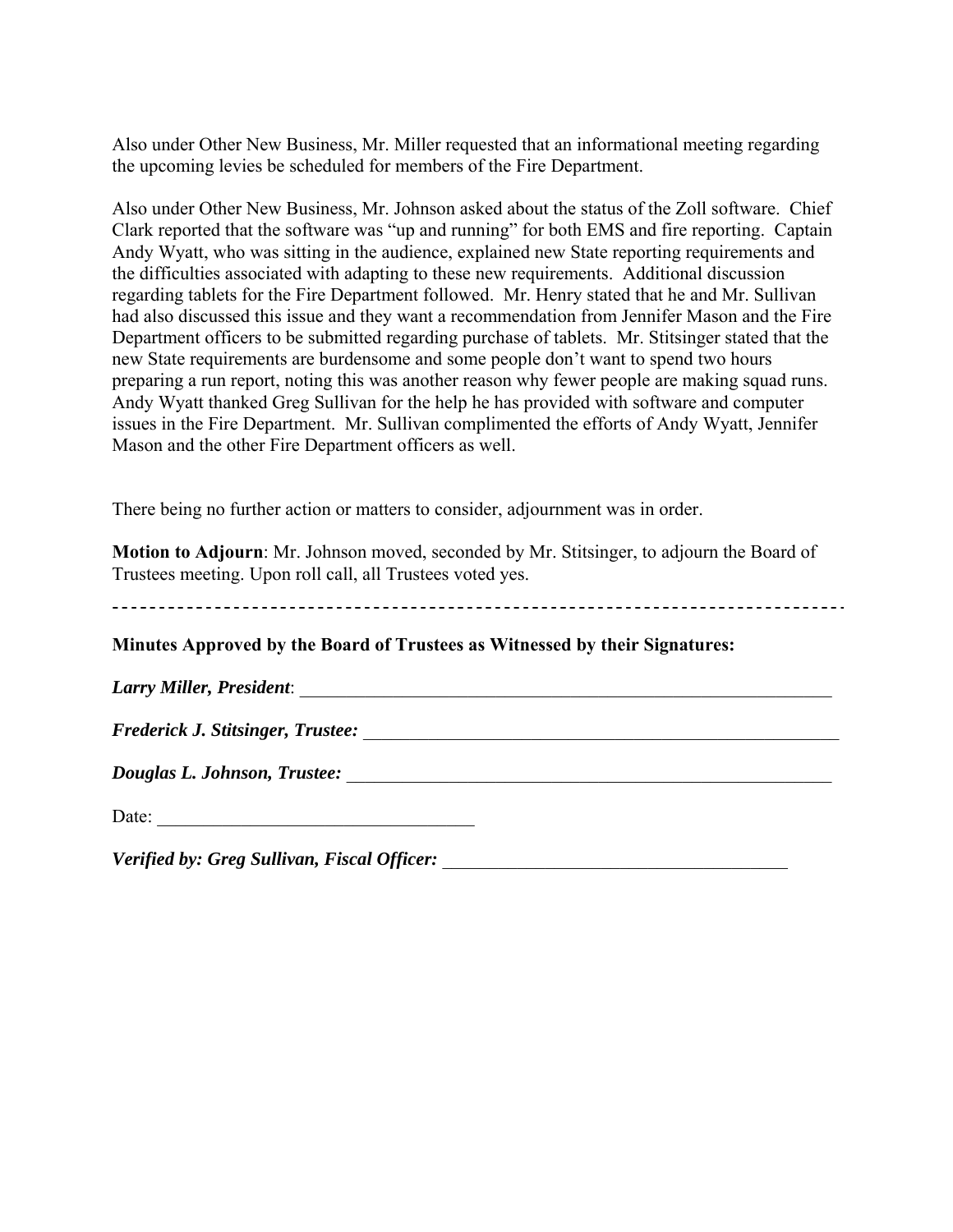Also under Other New Business, Mr. Miller requested that an informational meeting regarding the upcoming levies be scheduled for members of the Fire Department.

Also under Other New Business, Mr. Johnson asked about the status of the Zoll software. Chief Clark reported that the software was "up and running" for both EMS and fire reporting. Captain Andy Wyatt, who was sitting in the audience, explained new State reporting requirements and the difficulties associated with adapting to these new requirements. Additional discussion regarding tablets for the Fire Department followed. Mr. Henry stated that he and Mr. Sullivan had also discussed this issue and they want a recommendation from Jennifer Mason and the Fire Department officers to be submitted regarding purchase of tablets. Mr. Stitsinger stated that the new State requirements are burdensome and some people don't want to spend two hours preparing a run report, noting this was another reason why fewer people are making squad runs. Andy Wyatt thanked Greg Sullivan for the help he has provided with software and computer issues in the Fire Department. Mr. Sullivan complimented the efforts of Andy Wyatt, Jennifer Mason and the other Fire Department officers as well.

There being no further action or matters to consider, adjournment was in order.

**Motion to Adjourn**: Mr. Johnson moved, seconded by Mr. Stitsinger, to adjourn the Board of Trustees meeting. Upon roll call, all Trustees voted yes.

---

**Minutes Approved by the Board of Trustees as Witnessed by their Signatures:**

***Larry Miller, President***: ____________________________________________

***Frederick J. Stitsinger, Trustee:*** ____________________________________________

***Douglas L. Johnson, Trustee:*** ____________________________________________

Date: ______________________________

***Verified by: Greg Sullivan, Fiscal Officer:*** ______________________________